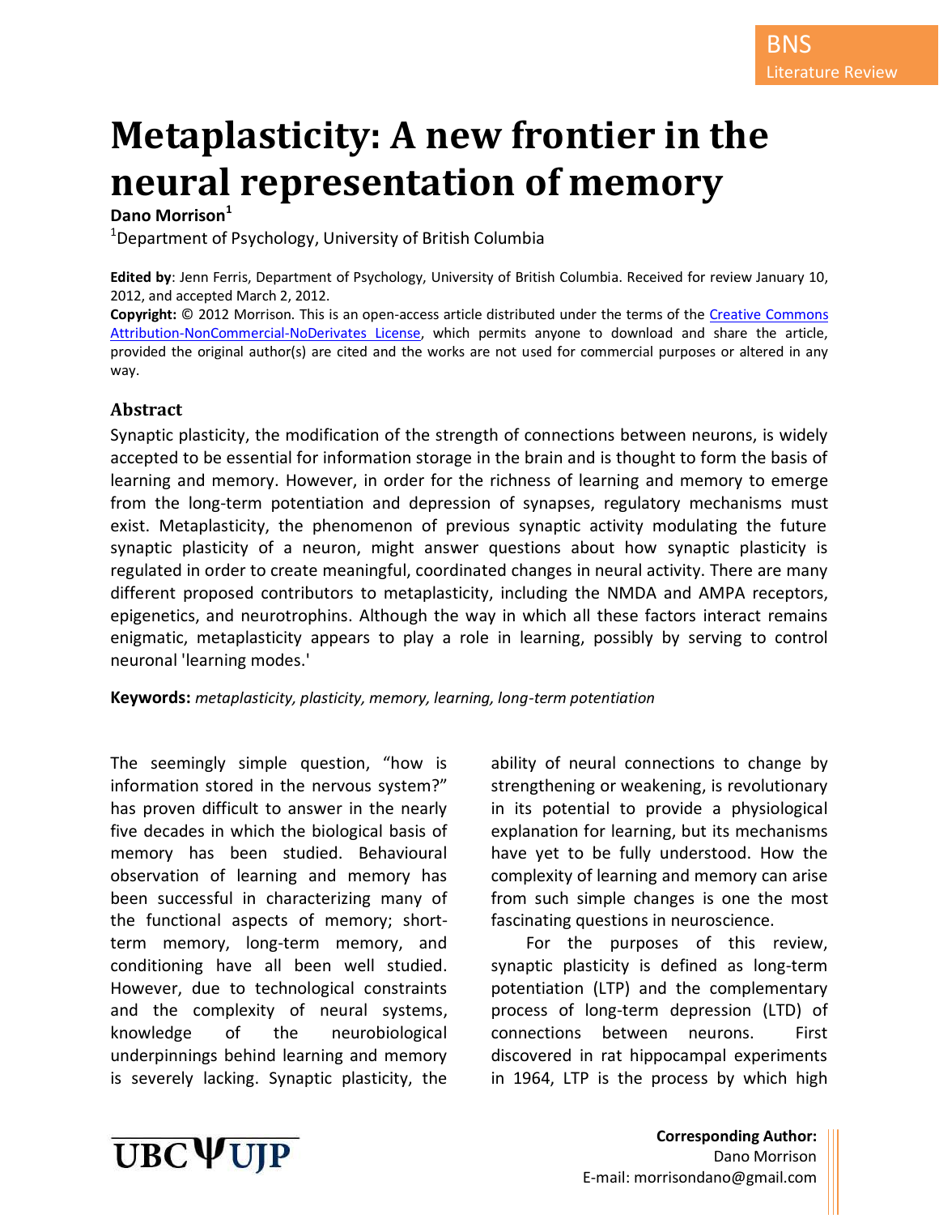# Metaplasticity: A new frontier in the neural representation of memory

**Dano Morrison**[1]

[1]Department of Psychology, University of British Columbia

**Edited by**: Jenn Ferris, Department of Psychology, University of British Columbia. Received for review January 10, 2012, and accepted March 2, 2012.

**Copyright:** © 2012 Morrison. This is an open-access article distributed under the terms of the Creative Commons Attribution-NonCommercial-NoDerivates License, which permits anyone to download and share the article, provided the original author(s) are cited and the works are not used for commercial purposes or altered in any way.

## Abstract

Synaptic plasticity, the modification of the strength of connections between neurons, is widely accepted to be essential for information storage in the brain and is thought to form the basis of learning and memory. However, in order for the richness of learning and memory to emerge from the long-term potentiation and depression of synapses, regulatory mechanisms must exist. Metaplasticity, the phenomenon of previous synaptic activity modulating the future synaptic plasticity of a neuron, might answer questions about how synaptic plasticity is regulated in order to create meaningful, coordinated changes in neural activity. There are many different proposed contributors to metaplasticity, including the NMDA and AMPA receptors, epigenetics, and neurotrophins. Although the way in which all these factors interact remains enigmatic, metaplasticity appears to play a role in learning, possibly by serving to control neuronal 'learning modes.'

**Keywords:** *metaplasticity, plasticity, memory, learning, long-term potentiation*

The seemingly simple question, "how is information stored in the nervous system?" has proven difficult to answer in the nearly five decades in which the biological basis of memory has been studied. Behavioural observation of learning and memory has been successful in characterizing many of the functional aspects of memory; short-term memory, long-term memory, and conditioning have all been well studied. However, due to technological constraints and the complexity of neural systems, knowledge of the neurobiological underpinnings behind learning and memory is severely lacking. Synaptic plasticity, the ability of neural connections to change by strengthening or weakening, is revolutionary in its potential to provide a physiological explanation for learning, but its mechanisms have yet to be fully understood. How the complexity of learning and memory can arise from such simple changes is one the most fascinating questions in neuroscience.

For the purposes of this review, synaptic plasticity is defined as long-term potentiation (LTP) and the complementary process of long-term depression (LTD) of connections between neurons. First discovered in rat hippocampal experiments in 1964, LTP is the process by which high

**Corresponding Author:**
Dano Morrison
E-mail: morrisondano@gmail.com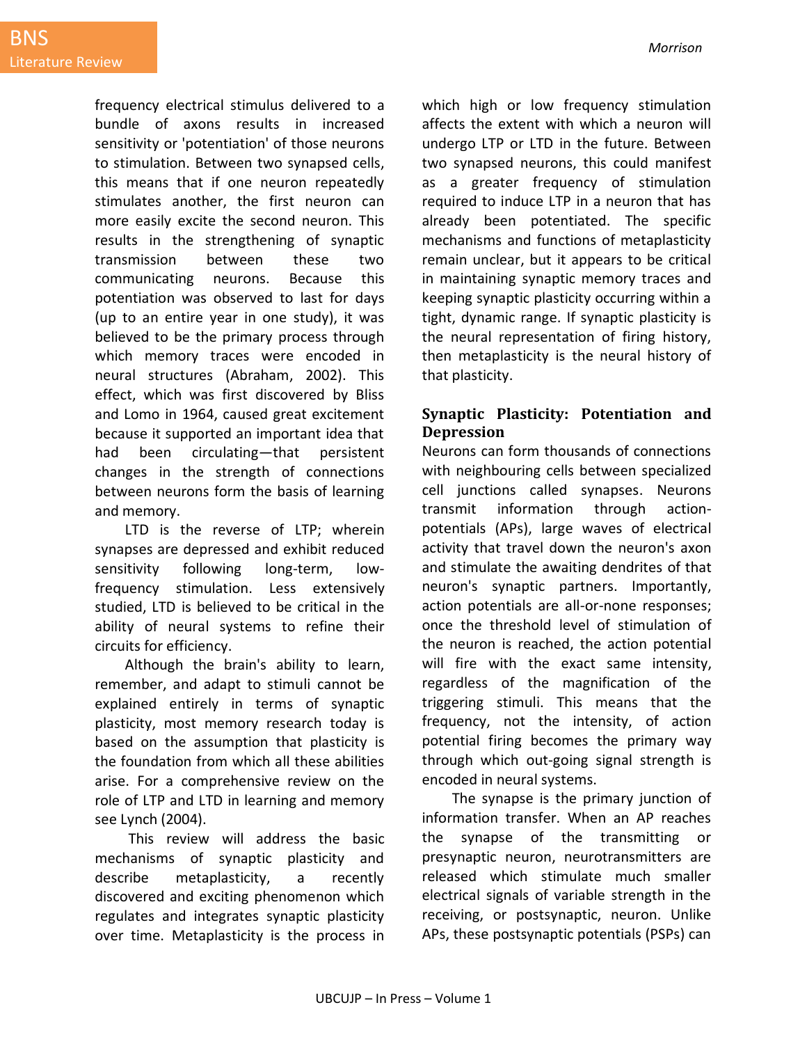frequency electrical stimulus delivered to a bundle of axons results in increased sensitivity or 'potentiation' of those neurons to stimulation. Between two synapsed cells, this means that if one neuron repeatedly stimulates another, the first neuron can more easily excite the second neuron. This results in the strengthening of synaptic transmission between these two communicating neurons. Because this potentiation was observed to last for days (up to an entire year in one study), it was believed to be the primary process through which memory traces were encoded in neural structures (Abraham, 2002). This effect, which was first discovered by Bliss and Lomo in 1964, caused great excitement because it supported an important idea that had been circulating—that persistent changes in the strength of connections between neurons form the basis of learning and memory.

LTD is the reverse of LTP; wherein synapses are depressed and exhibit reduced sensitivity following long-term, low-frequency stimulation. Less extensively studied, LTD is believed to be critical in the ability of neural systems to refine their circuits for efficiency.

Although the brain's ability to learn, remember, and adapt to stimuli cannot be explained entirely in terms of synaptic plasticity, most memory research today is based on the assumption that plasticity is the foundation from which all these abilities arise. For a comprehensive review on the role of LTP and LTD in learning and memory see Lynch (2004).

This review will address the basic mechanisms of synaptic plasticity and describe metaplasticity, a recently discovered and exciting phenomenon which regulates and integrates synaptic plasticity over time. Metaplasticity is the process in which high or low frequency stimulation affects the extent with which a neuron will undergo LTP or LTD in the future. Between two synapsed neurons, this could manifest as a greater frequency of stimulation required to induce LTP in a neuron that has already been potentiated. The specific mechanisms and functions of metaplasticity remain unclear, but it appears to be critical in maintaining synaptic memory traces and keeping synaptic plasticity occurring within a tight, dynamic range. If synaptic plasticity is the neural representation of firing history, then metaplasticity is the neural history of that plasticity.

## Synaptic Plasticity: Potentiation and Depression

Neurons can form thousands of connections with neighbouring cells between specialized cell junctions called synapses. Neurons transmit information through action-potentials (APs), large waves of electrical activity that travel down the neuron's axon and stimulate the awaiting dendrites of that neuron's synaptic partners. Importantly, action potentials are all-or-none responses; once the threshold level of stimulation of the neuron is reached, the action potential will fire with the exact same intensity, regardless of the magnification of the triggering stimuli. This means that the frequency, not the intensity, of action potential firing becomes the primary way through which out-going signal strength is encoded in neural systems.

The synapse is the primary junction of information transfer. When an AP reaches the synapse of the transmitting or presynaptic neuron, neurotransmitters are released which stimulate much smaller electrical signals of variable strength in the receiving, or postsynaptic, neuron. Unlike APs, these postsynaptic potentials (PSPs) can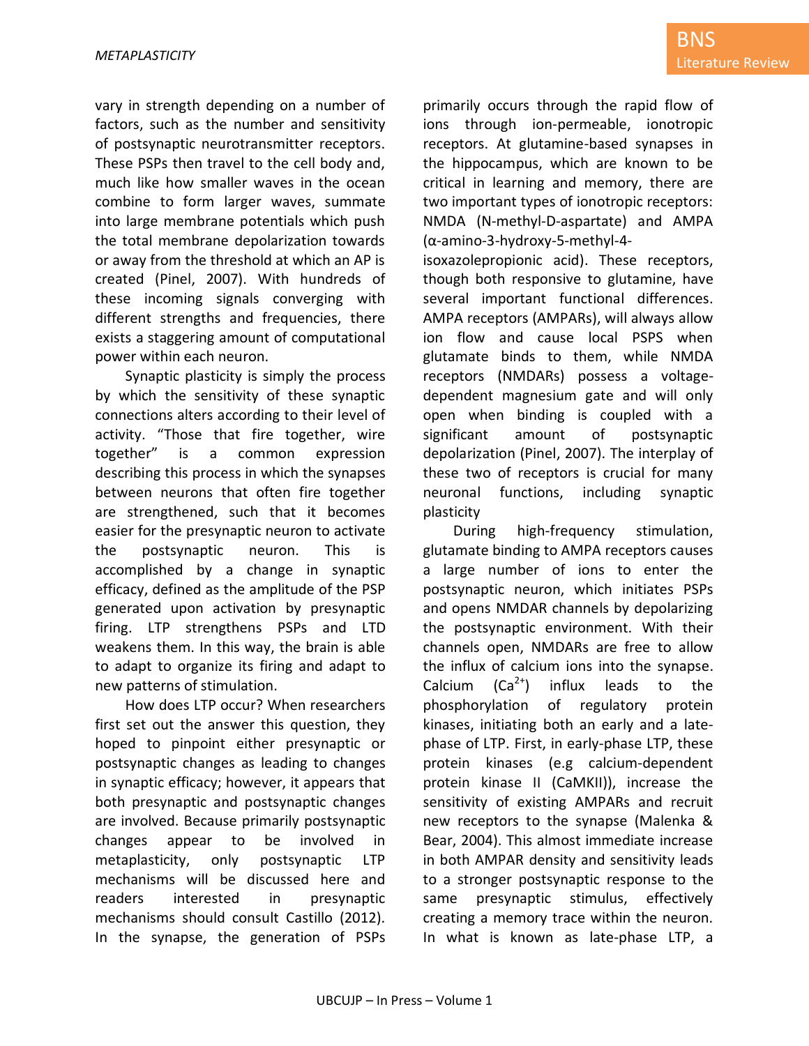vary in strength depending on a number of factors, such as the number and sensitivity of postsynaptic neurotransmitter receptors. These PSPs then travel to the cell body and, much like how smaller waves in the ocean combine to form larger waves, summate into large membrane potentials which push the total membrane depolarization towards or away from the threshold at which an AP is created (Pinel, 2007). With hundreds of these incoming signals converging with different strengths and frequencies, there exists a staggering amount of computational power within each neuron.

Synaptic plasticity is simply the process by which the sensitivity of these synaptic connections alters according to their level of activity. "Those that fire together, wire together" is a common expression describing this process in which the synapses between neurons that often fire together are strengthened, such that it becomes easier for the presynaptic neuron to activate the postsynaptic neuron. This is accomplished by a change in synaptic efficacy, defined as the amplitude of the PSP generated upon activation by presynaptic firing. LTP strengthens PSPs and LTD weakens them. In this way, the brain is able to adapt to organize its firing and adapt to new patterns of stimulation.

How does LTP occur? When researchers first set out the answer this question, they hoped to pinpoint either presynaptic or postsynaptic changes as leading to changes in synaptic efficacy; however, it appears that both presynaptic and postsynaptic changes are involved. Because primarily postsynaptic changes appear to be involved in metaplasticity, only postsynaptic LTP mechanisms will be discussed here and readers interested in presynaptic mechanisms should consult Castillo (2012). In the synapse, the generation of PSPs primarily occurs through the rapid flow of ions through ion-permeable, ionotropic receptors. At glutamine-based synapses in the hippocampus, which are known to be critical in learning and memory, there are two important types of ionotropic receptors: NMDA (N-methyl-D-aspartate) and AMPA (α-amino-3-hydroxy-5-methyl-4-isoxazolepropionic acid). These receptors, though both responsive to glutamine, have several important functional differences. AMPA receptors (AMPARs), will always allow ion flow and cause local PSPS when glutamate binds to them, while NMDA receptors (NMDARs) possess a voltage-dependent magnesium gate and will only open when binding is coupled with a significant amount of postsynaptic depolarization (Pinel, 2007). The interplay of these two of receptors is crucial for many neuronal functions, including synaptic plasticity

During high-frequency stimulation, glutamate binding to AMPA receptors causes a large number of ions to enter the postsynaptic neuron, which initiates PSPs and opens NMDAR channels by depolarizing the postsynaptic environment. With their channels open, NMDARs are free to allow the influx of calcium ions into the synapse. Calcium ($Ca^{2+}$) influx leads to the phosphorylation of regulatory protein kinases, initiating both an early and a late-phase of LTP. First, in early-phase LTP, these protein kinases (e.g calcium-dependent protein kinase II (CaMKII)), increase the sensitivity of existing AMPARs and recruit new receptors to the synapse (Malenka & Bear, 2004). This almost immediate increase in both AMPAR density and sensitivity leads to a stronger postsynaptic response to the same presynaptic stimulus, effectively creating a memory trace within the neuron. In what is known as late-phase LTP, a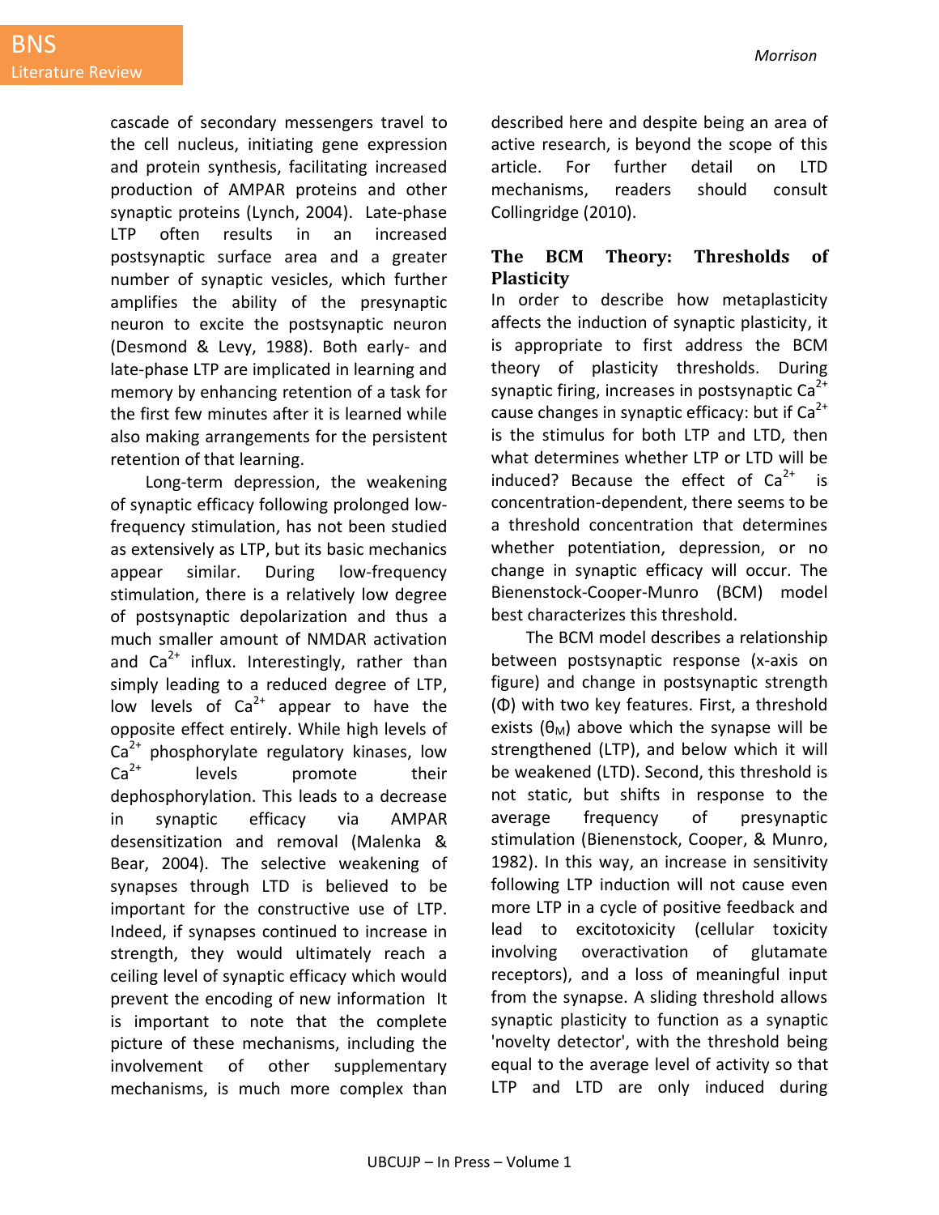cascade of secondary messengers travel to the cell nucleus, initiating gene expression and protein synthesis, facilitating increased production of AMPAR proteins and other synaptic proteins (Lynch, 2004). Late-phase LTP often results in an increased postsynaptic surface area and a greater number of synaptic vesicles, which further amplifies the ability of the presynaptic neuron to excite the postsynaptic neuron (Desmond & Levy, 1988). Both early- and late-phase LTP are implicated in learning and memory by enhancing retention of a task for the first few minutes after it is learned while also making arrangements for the persistent retention of that learning.

Long-term depression, the weakening of synaptic efficacy following prolonged low-frequency stimulation, has not been studied as extensively as LTP, but its basic mechanics appear similar. During low-frequency stimulation, there is a relatively low degree of postsynaptic depolarization and thus a much smaller amount of NMDAR activation and $Ca^{2+}$ influx. Interestingly, rather than simply leading to a reduced degree of LTP, low levels of $Ca^{2+}$ appear to have the opposite effect entirely. While high levels of $Ca^{2+}$ phosphorylate regulatory kinases, low $Ca^{2+}$ levels promote their dephosphorylation. This leads to a decrease in synaptic efficacy via AMPAR desensitization and removal (Malenka & Bear, 2004). The selective weakening of synapses through LTD is believed to be important for the constructive use of LTP. Indeed, if synapses continued to increase in strength, they would ultimately reach a ceiling level of synaptic efficacy which would prevent the encoding of new information It is important to note that the complete picture of these mechanisms, including the involvement of other supplementary mechanisms, is much more complex than described here and despite being an area of active research, is beyond the scope of this article. For further detail on LTD mechanisms, readers should consult Collingridge (2010).

## The BCM Theory: Thresholds of Plasticity

In order to describe how metaplasticity affects the induction of synaptic plasticity, it is appropriate to first address the BCM theory of plasticity thresholds. During synaptic firing, increases in postsynaptic $Ca^{2+}$ cause changes in synaptic efficacy: but if $Ca^{2+}$ is the stimulus for both LTP and LTD, then what determines whether LTP or LTD will be induced? Because the effect of $Ca^{2+}$ is concentration-dependent, there seems to be a threshold concentration that determines whether potentiation, depression, or no change in synaptic efficacy will occur. The Bienenstock-Cooper-Munro (BCM) model best characterizes this threshold.

The BCM model describes a relationship between postsynaptic response (x-axis on figure) and change in postsynaptic strength (Φ) with two key features. First, a threshold exists ($\theta_M$) above which the synapse will be strengthened (LTP), and below which it will be weakened (LTD). Second, this threshold is not static, but shifts in response to the average frequency of presynaptic stimulation (Bienenstock, Cooper, & Munro, 1982). In this way, an increase in sensitivity following LTP induction will not cause even more LTP in a cycle of positive feedback and lead to excitotoxicity (cellular toxicity involving overactivation of glutamate receptors), and a loss of meaningful input from the synapse. A sliding threshold allows synaptic plasticity to function as a synaptic 'novelty detector', with the threshold being equal to the average level of activity so that LTP and LTD are only induced during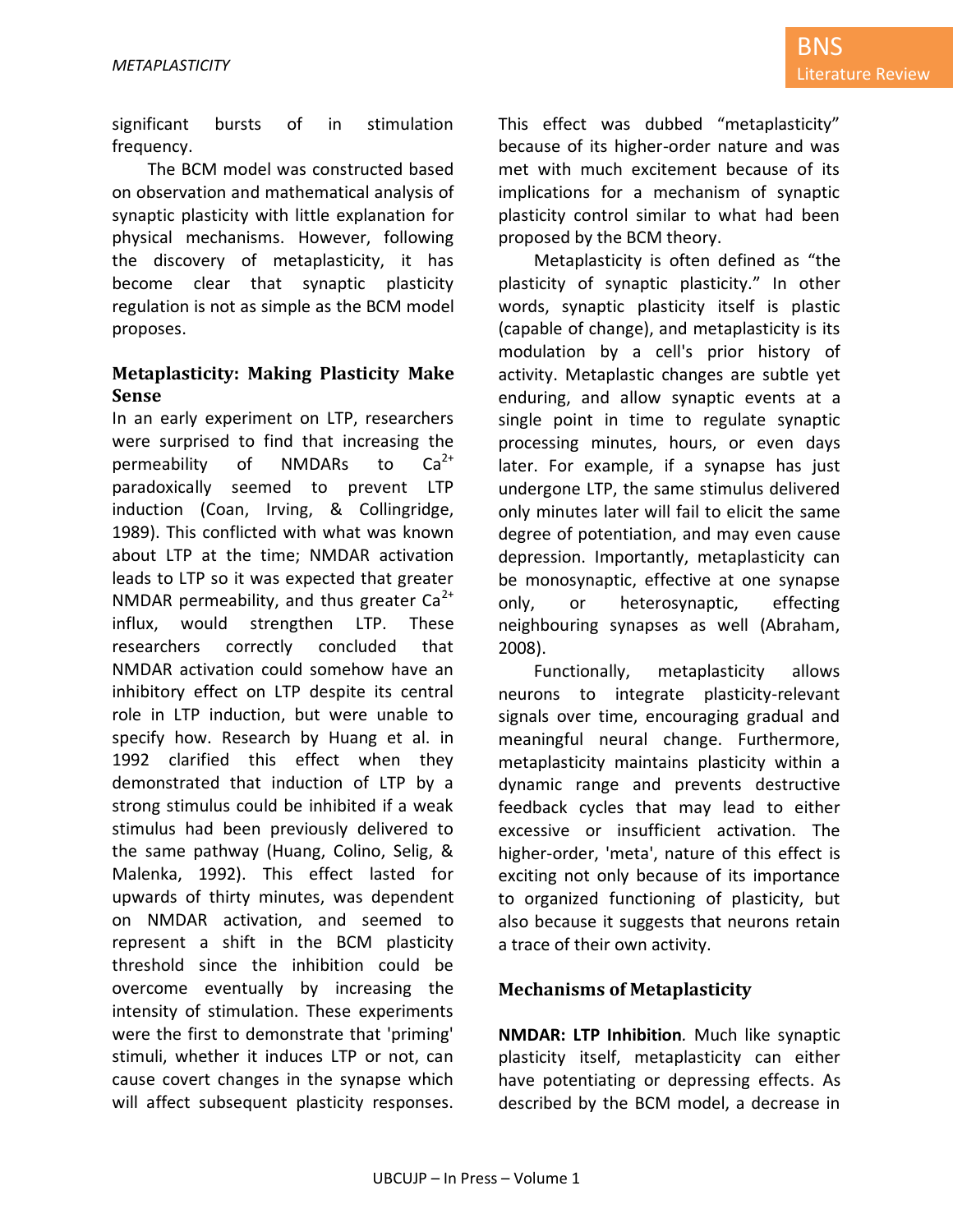significant bursts of in stimulation frequency.

The BCM model was constructed based on observation and mathematical analysis of synaptic plasticity with little explanation for physical mechanisms. However, following the discovery of metaplasticity, it has become clear that synaptic plasticity regulation is not as simple as the BCM model proposes.

## Metaplasticity: Making Plasticity Make Sense

In an early experiment on LTP, researchers were surprised to find that increasing the permeability of NMDARs to $Ca^{2+}$ paradoxically seemed to prevent LTP induction (Coan, Irving, & Collingridge, 1989). This conflicted with what was known about LTP at the time; NMDAR activation leads to LTP so it was expected that greater NMDAR permeability, and thus greater $Ca^{2+}$ influx, would strengthen LTP. These researchers correctly concluded that NMDAR activation could somehow have an inhibitory effect on LTP despite its central role in LTP induction, but were unable to specify how. Research by Huang et al. in 1992 clarified this effect when they demonstrated that induction of LTP by a strong stimulus could be inhibited if a weak stimulus had been previously delivered to the same pathway (Huang, Colino, Selig, & Malenka, 1992). This effect lasted for upwards of thirty minutes, was dependent on NMDAR activation, and seemed to represent a shift in the BCM plasticity threshold since the inhibition could be overcome eventually by increasing the intensity of stimulation. These experiments were the first to demonstrate that 'priming' stimuli, whether it induces LTP or not, can cause covert changes in the synapse which will affect subsequent plasticity responses. This effect was dubbed "metaplasticity" because of its higher-order nature and was met with much excitement because of its implications for a mechanism of synaptic plasticity control similar to what had been proposed by the BCM theory.

Metaplasticity is often defined as "the plasticity of synaptic plasticity." In other words, synaptic plasticity itself is plastic (capable of change), and metaplasticity is its modulation by a cell's prior history of activity. Metaplastic changes are subtle yet enduring, and allow synaptic events at a single point in time to regulate synaptic processing minutes, hours, or even days later. For example, if a synapse has just undergone LTP, the same stimulus delivered only minutes later will fail to elicit the same degree of potentiation, and may even cause depression. Importantly, metaplasticity can be monosynaptic, effective at one synapse only, or heterosynaptic, effecting neighbouring synapses as well (Abraham, 2008).

Functionally, metaplasticity allows neurons to integrate plasticity-relevant signals over time, encouraging gradual and meaningful neural change. Furthermore, metaplasticity maintains plasticity within a dynamic range and prevents destructive feedback cycles that may lead to either excessive or insufficient activation. The higher-order, 'meta', nature of this effect is exciting not only because of its importance to organized functioning of plasticity, but also because it suggests that neurons retain a trace of their own activity.

## Mechanisms of Metaplasticity

**NMDAR: LTP Inhibition**. Much like synaptic plasticity itself, metaplasticity can either have potentiating or depressing effects. As described by the BCM model, a decrease in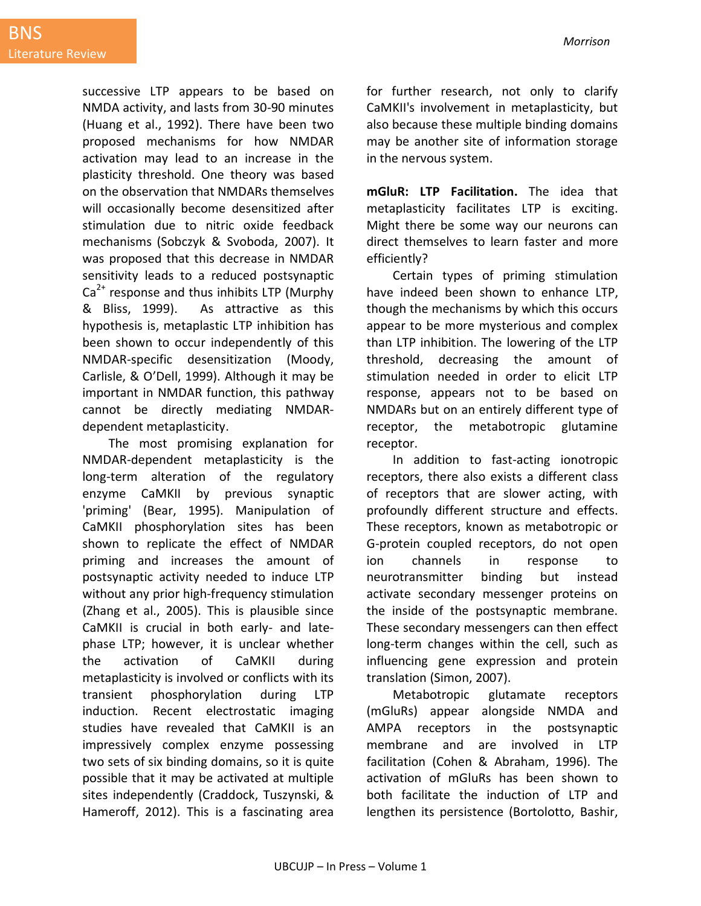successive LTP appears to be based on NMDA activity, and lasts from 30-90 minutes (Huang et al., 1992). There have been two proposed mechanisms for how NMDAR activation may lead to an increase in the plasticity threshold. One theory was based on the observation that NMDARs themselves will occasionally become desensitized after stimulation due to nitric oxide feedback mechanisms (Sobczyk & Svoboda, 2007). It was proposed that this decrease in NMDAR sensitivity leads to a reduced postsynaptic $Ca^{2+}$ response and thus inhibits LTP (Murphy & Bliss, 1999). As attractive as this hypothesis is, metaplastic LTP inhibition has been shown to occur independently of this NMDAR-specific desensitization (Moody, Carlisle, & O'Dell, 1999). Although it may be important in NMDAR function, this pathway cannot be directly mediating NMDAR-dependent metaplasticity.

The most promising explanation for NMDAR-dependent metaplasticity is the long-term alteration of the regulatory enzyme CaMKII by previous synaptic 'priming' (Bear, 1995). Manipulation of CaMKII phosphorylation sites has been shown to replicate the effect of NMDAR priming and increases the amount of postsynaptic activity needed to induce LTP without any prior high-frequency stimulation (Zhang et al., 2005). This is plausible since CaMKII is crucial in both early- and late-phase LTP; however, it is unclear whether the activation of CaMKII during metaplasticity is involved or conflicts with its transient phosphorylation during LTP induction. Recent electrostatic imaging studies have revealed that CaMKII is an impressively complex enzyme possessing two sets of six binding domains, so it is quite possible that it may be activated at multiple sites independently (Craddock, Tuszynski, & Hameroff, 2012). This is a fascinating area for further research, not only to clarify CaMKII's involvement in metaplasticity, but also because these multiple binding domains may be another site of information storage in the nervous system.

**mGluR: LTP Facilitation.** The idea that metaplasticity facilitates LTP is exciting. Might there be some way our neurons can direct themselves to learn faster and more efficiently?

Certain types of priming stimulation have indeed been shown to enhance LTP, though the mechanisms by which this occurs appear to be more mysterious and complex than LTP inhibition. The lowering of the LTP threshold, decreasing the amount of stimulation needed in order to elicit LTP response, appears not to be based on NMDARs but on an entirely different type of receptor, the metabotropic glutamine receptor.

In addition to fast-acting ionotropic receptors, there also exists a different class of receptors that are slower acting, with profoundly different structure and effects. These receptors, known as metabotropic or G-protein coupled receptors, do not open ion channels in response to neurotransmitter binding but instead activate secondary messenger proteins on the inside of the postsynaptic membrane. These secondary messengers can then effect long-term changes within the cell, such as influencing gene expression and protein translation (Simon, 2007).

Metabotropic glutamate receptors (mGluRs) appear alongside NMDA and AMPA receptors in the postsynaptic membrane and are involved in LTP facilitation (Cohen & Abraham, 1996). The activation of mGluRs has been shown to both facilitate the induction of LTP and lengthen its persistence (Bortolotto, Bashir,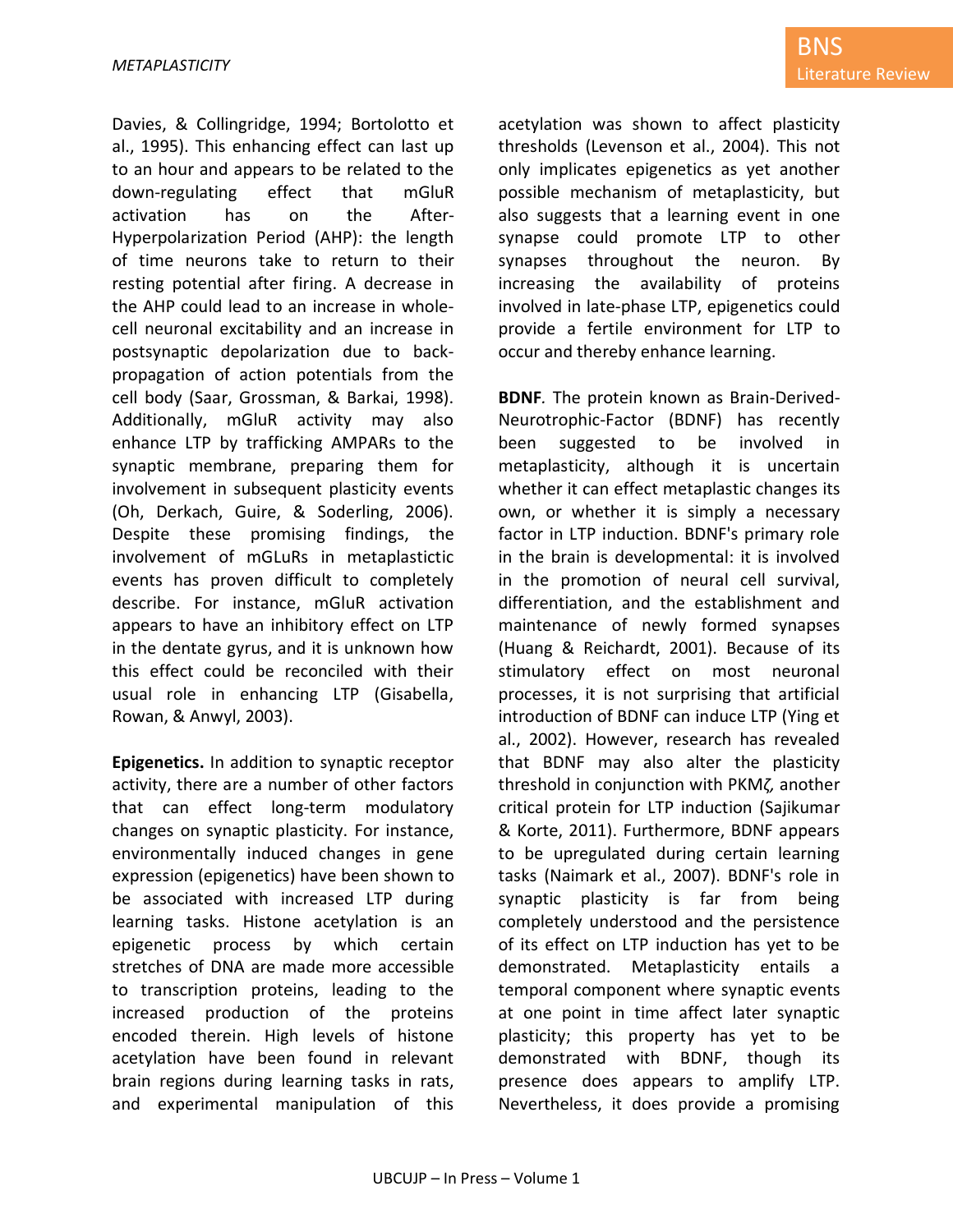Davies, & Collingridge, 1994; Bortolotto et al., 1995). This enhancing effect can last up to an hour and appears to be related to the down-regulating effect that mGluR activation has on the After-Hyperpolarization Period (AHP): the length of time neurons take to return to their resting potential after firing. A decrease in the AHP could lead to an increase in whole-cell neuronal excitability and an increase in postsynaptic depolarization due to back-propagation of action potentials from the cell body (Saar, Grossman, & Barkai, 1998). Additionally, mGluR activity may also enhance LTP by trafficking AMPARs to the synaptic membrane, preparing them for involvement in subsequent plasticity events (Oh, Derkach, Guire, & Soderling, 2006). Despite these promising findings, the involvement of mGLuRs in metaplastictic events has proven difficult to completely describe. For instance, mGluR activation appears to have an inhibitory effect on LTP in the dentate gyrus, and it is unknown how this effect could be reconciled with their usual role in enhancing LTP (Gisabella, Rowan, & Anwyl, 2003).

**Epigenetics.** In addition to synaptic receptor activity, there are a number of other factors that can effect long-term modulatory changes on synaptic plasticity. For instance, environmentally induced changes in gene expression (epigenetics) have been shown to be associated with increased LTP during learning tasks. Histone acetylation is an epigenetic process by which certain stretches of DNA are made more accessible to transcription proteins, leading to the increased production of the proteins encoded therein. High levels of histone acetylation have been found in relevant brain regions during learning tasks in rats, and experimental manipulation of this acetylation was shown to affect plasticity thresholds (Levenson et al., 2004). This not only implicates epigenetics as yet another possible mechanism of metaplasticity, but also suggests that a learning event in one synapse could promote LTP to other synapses throughout the neuron. By increasing the availability of proteins involved in late-phase LTP, epigenetics could provide a fertile environment for LTP to occur and thereby enhance learning.

**BDNF**. The protein known as Brain-Derived-Neurotrophic-Factor (BDNF) has recently been suggested to be involved in metaplasticity, although it is uncertain whether it can effect metaplastic changes its own, or whether it is simply a necessary factor in LTP induction. BDNF's primary role in the brain is developmental: it is involved in the promotion of neural cell survival, differentiation, and the establishment and maintenance of newly formed synapses (Huang & Reichardt, 2001). Because of its stimulatory effect on most neuronal processes, it is not surprising that artificial introduction of BDNF can induce LTP (Ying et al., 2002). However, research has revealed that BDNF may also alter the plasticity threshold in conjunction with PKMζ, another critical protein for LTP induction (Sajikumar & Korte, 2011). Furthermore, BDNF appears to be upregulated during certain learning tasks (Naimark et al., 2007). BDNF's role in synaptic plasticity is far from being completely understood and the persistence of its effect on LTP induction has yet to be demonstrated. Metaplasticity entails a temporal component where synaptic events at one point in time affect later synaptic plasticity; this property has yet to be demonstrated with BDNF, though its presence does appears to amplify LTP. Nevertheless, it does provide a promising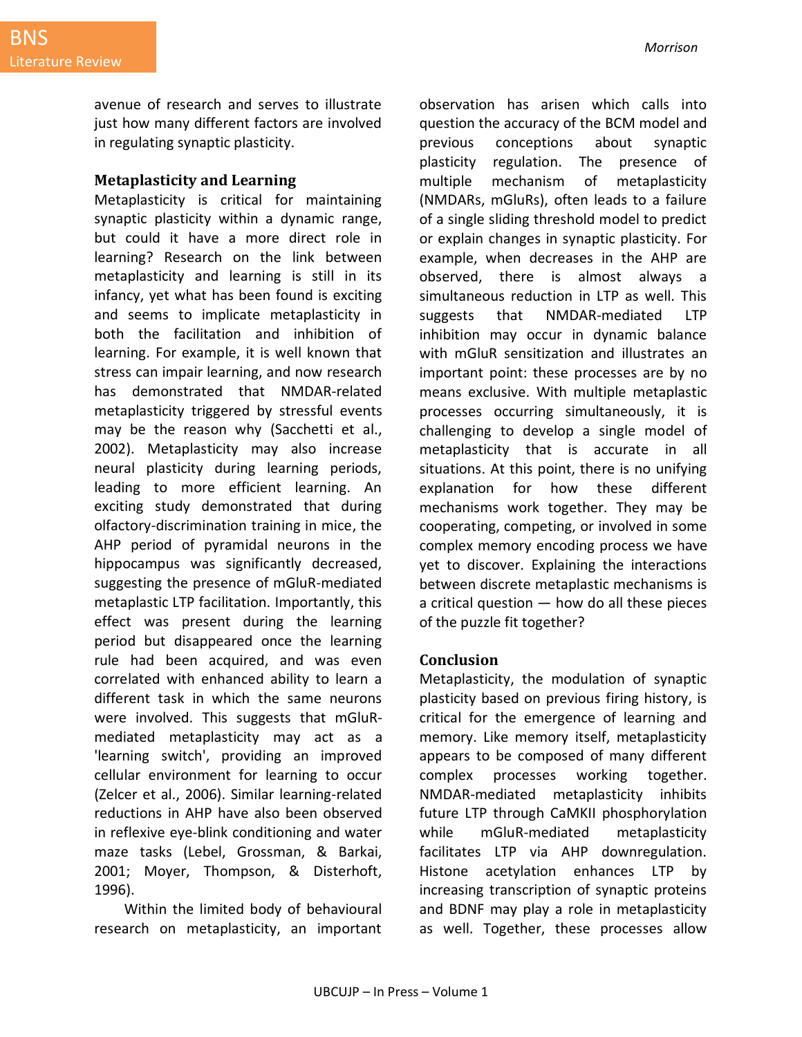avenue of research and serves to illustrate just how many different factors are involved in regulating synaptic plasticity.

### Metaplasticity and Learning

Metaplasticity is critical for maintaining synaptic plasticity within a dynamic range, but could it have a more direct role in learning? Research on the link between metaplasticity and learning is still in its infancy, yet what has been found is exciting and seems to implicate metaplasticity in both the facilitation and inhibition of learning. For example, it is well known that stress can impair learning, and now research has demonstrated that NMDAR-related metaplasticity triggered by stressful events may be the reason why (Sacchetti et al., 2002). Metaplasticity may also increase neural plasticity during learning periods, leading to more efficient learning. An exciting study demonstrated that during olfactory-discrimination training in mice, the AHP period of pyramidal neurons in the hippocampus was significantly decreased, suggesting the presence of mGluR-mediated metaplastic LTP facilitation. Importantly, this effect was present during the learning period but disappeared once the learning rule had been acquired, and was even correlated with enhanced ability to learn a different task in which the same neurons were involved. This suggests that mGluR-mediated metaplasticity may act as a 'learning switch', providing an improved cellular environment for learning to occur (Zelcer et al., 2006). Similar learning-related reductions in AHP have also been observed in reflexive eye-blink conditioning and water maze tasks (Lebel, Grossman, & Barkai, 2001; Moyer, Thompson, & Disterhoft, 1996).

Within the limited body of behavioural research on metaplasticity, an important observation has arisen which calls into question the accuracy of the BCM model and previous conceptions about synaptic plasticity regulation. The presence of multiple mechanism of metaplasticity (NMDARs, mGluRs), often leads to a failure of a single sliding threshold model to predict or explain changes in synaptic plasticity. For example, when decreases in the AHP are observed, there is almost always a simultaneous reduction in LTP as well. This suggests that NMDAR-mediated LTP inhibition may occur in dynamic balance with mGluR sensitization and illustrates an important point: these processes are by no means exclusive. With multiple metaplastic processes occurring simultaneously, it is challenging to develop a single model of metaplasticity that is accurate in all situations. At this point, there is no unifying explanation for how these different mechanisms work together. They may be cooperating, competing, or involved in some complex memory encoding process we have yet to discover. Explaining the interactions between discrete metaplastic mechanisms is a critical question — how do all these pieces of the puzzle fit together?

### Conclusion

Metaplasticity, the modulation of synaptic plasticity based on previous firing history, is critical for the emergence of learning and memory. Like memory itself, metaplasticity appears to be composed of many different complex processes working together. NMDAR-mediated metaplasticity inhibits future LTP through CaMKII phosphorylation while mGluR-mediated metaplasticity facilitates LTP via AHP downregulation. Histone acetylation enhances LTP by increasing transcription of synaptic proteins and BDNF may play a role in metaplasticity as well. Together, these processes allow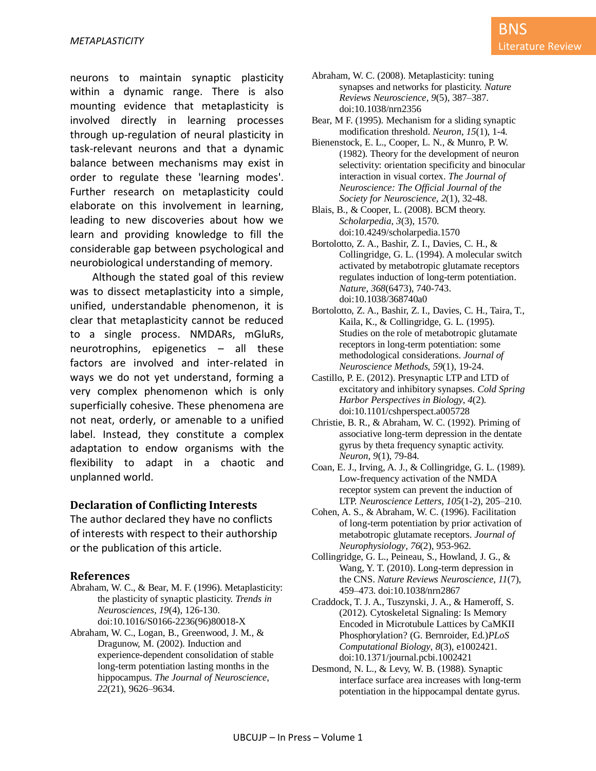neurons to maintain synaptic plasticity within a dynamic range. There is also mounting evidence that metaplasticity is involved directly in learning processes through up-regulation of neural plasticity in task-relevant neurons and that a dynamic balance between mechanisms may exist in order to regulate these 'learning modes'. Further research on metaplasticity could elaborate on this involvement in learning, leading to new discoveries about how we learn and providing knowledge to fill the considerable gap between psychological and neurobiological understanding of memory.

Although the stated goal of this review was to dissect metaplasticity into a simple, unified, understandable phenomenon, it is clear that metaplasticity cannot be reduced to a single process. NMDARs, mGluRs, neurotrophins, epigenetics – all these factors are involved and inter-related in ways we do not yet understand, forming a very complex phenomenon which is only superficially cohesive. These phenomena are not neat, orderly, or amenable to a unified label. Instead, they constitute a complex adaptation to endow organisms with the flexibility to adapt in a chaotic and unplanned world.

## Declaration of Conflicting Interests

The author declared they have no conflicts of interests with respect to their authorship or the publication of this article.

## References

Abraham, W. C., & Bear, M. F. (1996). Metaplasticity: the plasticity of synaptic plasticity. *Trends in Neurosciences*, *19*(4), 126-130. doi:10.1016/S0166-2236(96)80018-X

Abraham, W. C., Logan, B., Greenwood, J. M., & Dragunow, M. (2002). Induction and experience-dependent consolidation of stable long-term potentiation lasting months in the hippocampus. *The Journal of Neuroscience*, *22*(21), 9626–9634.

Abraham, W. C. (2008). Metaplasticity: tuning synapses and networks for plasticity. *Nature Reviews Neuroscience*, *9*(5), 387–387. doi:10.1038/nrn2356

Bear, M F. (1995). Mechanism for a sliding synaptic modification threshold. *Neuron*, *15*(1), 1-4.

Bienenstock, E. L., Cooper, L. N., & Munro, P. W. (1982). Theory for the development of neuron selectivity: orientation specificity and binocular interaction in visual cortex. *The Journal of Neuroscience: The Official Journal of the Society for Neuroscience*, *2*(1), 32-48.

Blais, B., & Cooper, L. (2008). BCM theory. *Scholarpedia*, *3*(3), 1570. doi:10.4249/scholarpedia.1570

Bortolotto, Z. A., Bashir, Z. I., Davies, C. H., & Collingridge, G. L. (1994). A molecular switch activated by metabotropic glutamate receptors regulates induction of long-term potentiation. *Nature*, *368*(6473), 740-743. doi:10.1038/368740a0

Bortolotto, Z. A., Bashir, Z. I., Davies, C. H., Taira, T., Kaila, K., & Collingridge, G. L. (1995). Studies on the role of metabotropic glutamate receptors in long-term potentiation: some methodological considerations. *Journal of Neuroscience Methods*, *59*(1), 19-24.

Castillo, P. E. (2012). Presynaptic LTP and LTD of excitatory and inhibitory synapses. *Cold Spring Harbor Perspectives in Biology*, *4*(2). doi:10.1101/cshperspect.a005728

Christie, B. R., & Abraham, W. C. (1992). Priming of associative long-term depression in the dentate gyrus by theta frequency synaptic activity. *Neuron*, *9*(1), 79-84.

Coan, E. J., Irving, A. J., & Collingridge, G. L. (1989). Low-frequency activation of the NMDA receptor system can prevent the induction of LTP. *Neuroscience Letters*, *105*(1-2), 205–210.

Cohen, A. S., & Abraham, W. C. (1996). Facilitation of long-term potentiation by prior activation of metabotropic glutamate receptors. *Journal of Neurophysiology*, *76*(2), 953-962.

Collingridge, G. L., Peineau, S., Howland, J. G., & Wang, Y. T. (2010). Long-term depression in the CNS. *Nature Reviews Neuroscience*, *11*(7), 459–473. doi:10.1038/nrn2867

Craddock, T. J. A., Tuszynski, J. A., & Hameroff, S. (2012). Cytoskeletal Signaling: Is Memory Encoded in Microtubule Lattices by CaMKII Phosphorylation? (G. Bernroider, Ed.)*PLoS Computational Biology*, *8*(3), e1002421. doi:10.1371/journal.pcbi.1002421

Desmond, N. L., & Levy, W. B. (1988). Synaptic interface surface area increases with long-term potentiation in the hippocampal dentate gyrus.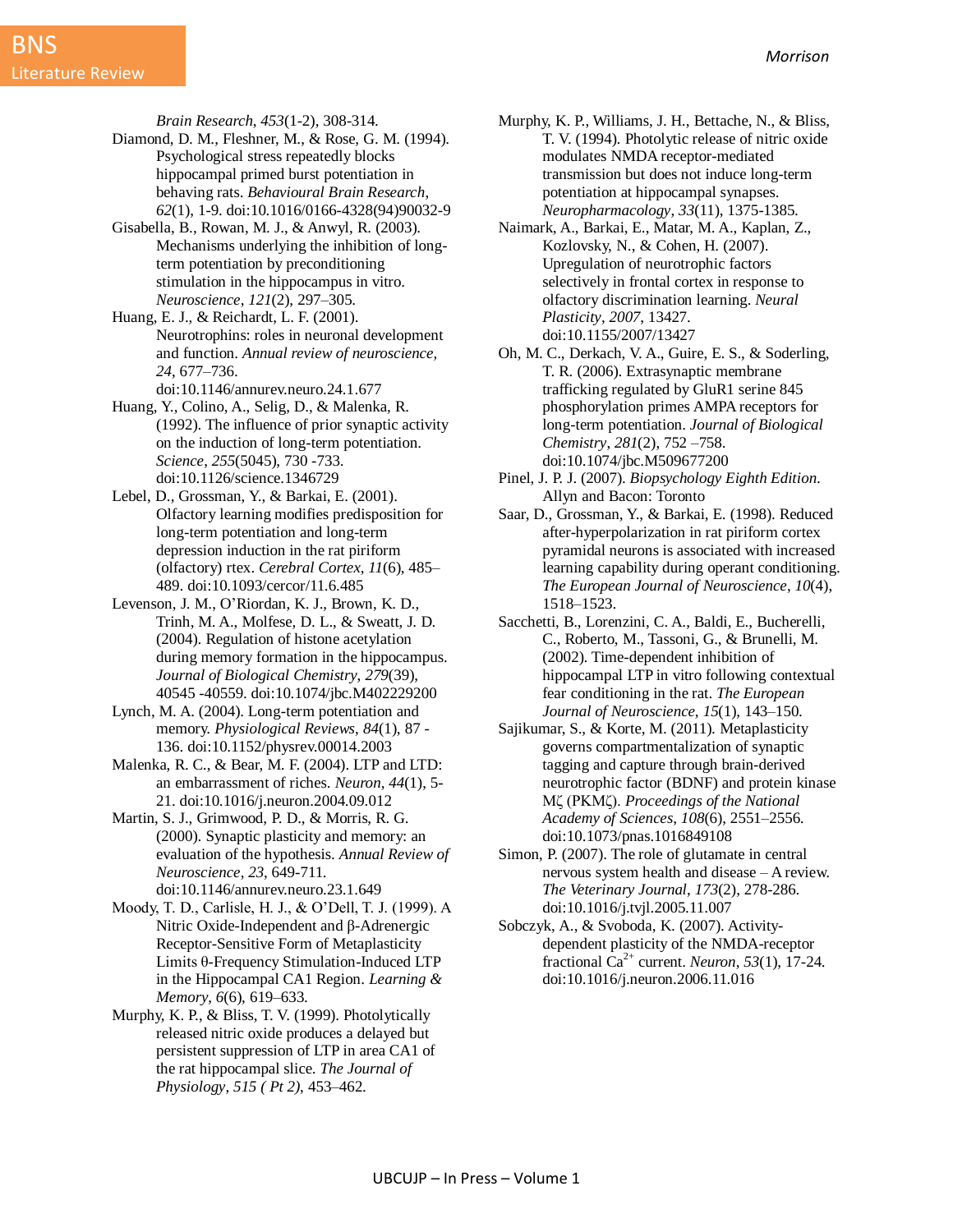*Brain Research*, *453*(1-2), 308-314.

Diamond, D. M., Fleshner, M., & Rose, G. M. (1994). Psychological stress repeatedly blocks hippocampal primed burst potentiation in behaving rats. *Behavioural Brain Research*, *62*(1), 1-9. doi:10.1016/0166-4328(94)90032-9

Gisabella, B., Rowan, M. J., & Anwyl, R. (2003). Mechanisms underlying the inhibition of long-term potentiation by preconditioning stimulation in the hippocampus in vitro. *Neuroscience*, *121*(2), 297–305.

Huang, E. J., & Reichardt, L. F. (2001). Neurotrophins: roles in neuronal development and function. *Annual review of neuroscience*, *24*, 677–736. doi:10.1146/annurev.neuro.24.1.677

Huang, Y., Colino, A., Selig, D., & Malenka, R. (1992). The influence of prior synaptic activity on the induction of long-term potentiation. *Science*, *255*(5045), 730 -733. doi:10.1126/science.1346729

Lebel, D., Grossman, Y., & Barkai, E. (2001). Olfactory learning modifies predisposition for long-term potentiation and long-term depression induction in the rat piriform (olfactory) rtex. *Cerebral Cortex*, *11*(6), 485–489. doi:10.1093/cercor/11.6.485

Levenson, J. M., O'Riordan, K. J., Brown, K. D., Trinh, M. A., Molfese, D. L., & Sweatt, J. D. (2004). Regulation of histone acetylation during memory formation in the hippocampus. *Journal of Biological Chemistry*, *279*(39), 40545 -40559. doi:10.1074/jbc.M402229200

Lynch, M. A. (2004). Long-term potentiation and memory. *Physiological Reviews*, *84*(1), 87 -136. doi:10.1152/physrev.00014.2003

Malenka, R. C., & Bear, M. F. (2004). LTP and LTD: an embarrassment of riches. *Neuron*, *44*(1), 5-21. doi:10.1016/j.neuron.2004.09.012

Martin, S. J., Grimwood, P. D., & Morris, R. G. (2000). Synaptic plasticity and memory: an evaluation of the hypothesis. *Annual Review of Neuroscience*, *23*, 649-711. doi:10.1146/annurev.neuro.23.1.649

Moody, T. D., Carlisle, H. J., & O'Dell, T. J. (1999). A Nitric Oxide-Independent and β-Adrenergic Receptor-Sensitive Form of Metaplasticity Limits θ-Frequency Stimulation-Induced LTP in the Hippocampal CA1 Region. *Learning & Memory*, *6*(6), 619–633.

Murphy, K. P., & Bliss, T. V. (1999). Photolytically released nitric oxide produces a delayed but persistent suppression of LTP in area CA1 of the rat hippocampal slice. *The Journal of Physiology*, *515 ( Pt 2)*, 453–462.

Murphy, K. P., Williams, J. H., Bettache, N., & Bliss, T. V. (1994). Photolytic release of nitric oxide modulates NMDA receptor-mediated transmission but does not induce long-term potentiation at hippocampal synapses. *Neuropharmacology*, *33*(11), 1375-1385.

Naimark, A., Barkai, E., Matar, M. A., Kaplan, Z., Kozlovsky, N., & Cohen, H. (2007). Upregulation of neurotrophic factors selectively in frontal cortex in response to olfactory discrimination learning. *Neural Plasticity*, *2007*, 13427. doi:10.1155/2007/13427

Oh, M. C., Derkach, V. A., Guire, E. S., & Soderling, T. R. (2006). Extrasynaptic membrane trafficking regulated by GluR1 serine 845 phosphorylation primes AMPA receptors for long-term potentiation. *Journal of Biological Chemistry*, *281*(2), 752 –758. doi:10.1074/jbc.M509677200

Pinel, J. P. J. (2007). *Biopsychology Eighth Edition.* Allyn and Bacon: Toronto

Saar, D., Grossman, Y., & Barkai, E. (1998). Reduced after-hyperpolarization in rat piriform cortex pyramidal neurons is associated with increased learning capability during operant conditioning. *The European Journal of Neuroscience*, *10*(4), 1518–1523.

Sacchetti, B., Lorenzini, C. A., Baldi, E., Bucherelli, C., Roberto, M., Tassoni, G., & Brunelli, M. (2002). Time-dependent inhibition of hippocampal LTP in vitro following contextual fear conditioning in the rat. *The European Journal of Neuroscience*, *15*(1), 143–150.

Sajikumar, S., & Korte, M. (2011). Metaplasticity governs compartmentalization of synaptic tagging and capture through brain-derived neurotrophic factor (BDNF) and protein kinase Mζ (PKMζ). *Proceedings of the National Academy of Sciences*, *108*(6), 2551–2556. doi:10.1073/pnas.1016849108

Simon, P. (2007). The role of glutamate in central nervous system health and disease – A review. *The Veterinary Journal*, *173*(2), 278-286. doi:10.1016/j.tvjl.2005.11.007

Sobczyk, A., & Svoboda, K. (2007). Activity-dependent plasticity of the NMDA-receptor fractional $Ca^{2+}$ current. *Neuron*, *53*(1), 17-24. doi:10.1016/j.neuron.2006.11.016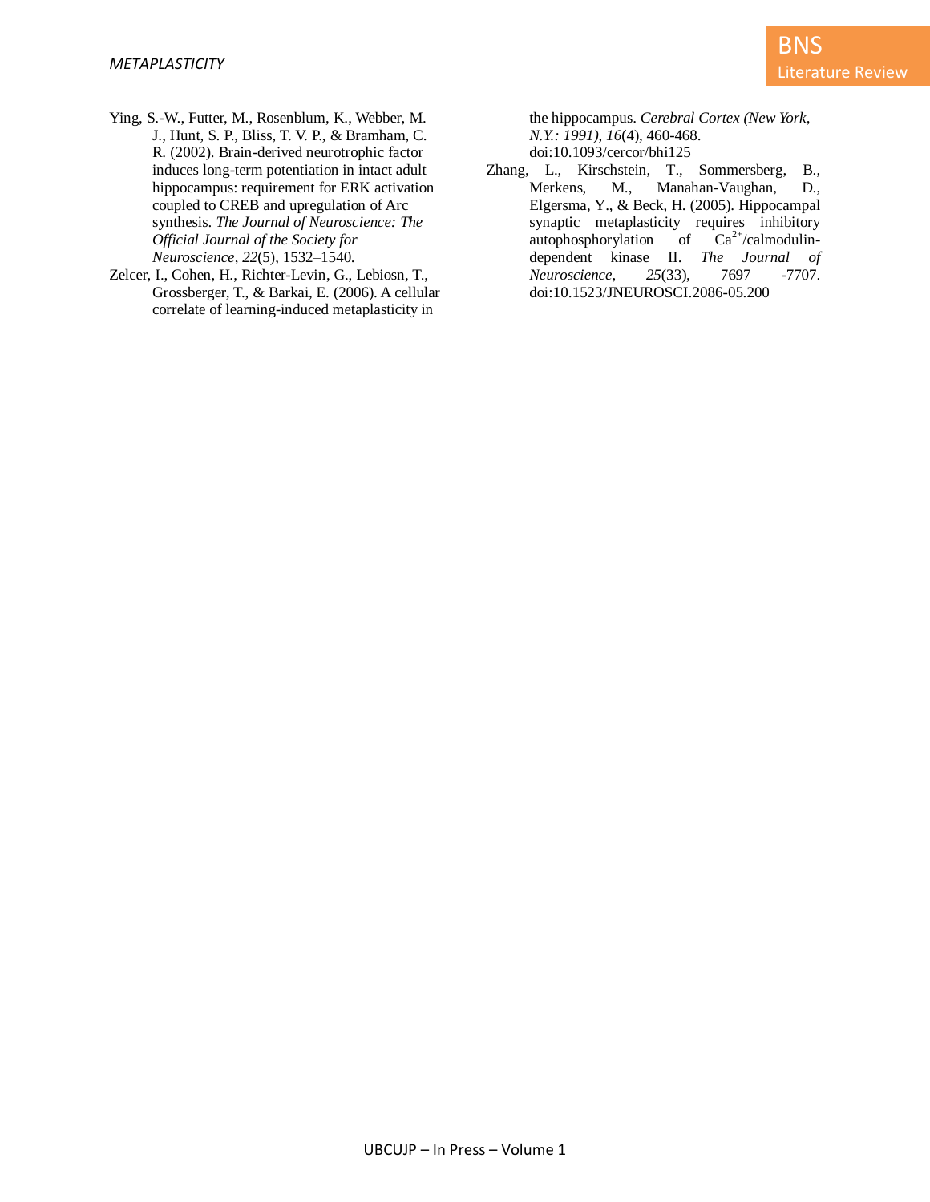Ying, S.-W., Futter, M., Rosenblum, K., Webber, M. J., Hunt, S. P., Bliss, T. V. P., & Bramham, C. R. (2002). Brain-derived neurotrophic factor induces long-term potentiation in intact adult hippocampus: requirement for ERK activation coupled to CREB and upregulation of Arc synthesis. *The Journal of Neuroscience: The Official Journal of the Society for Neuroscience*, *22*(5), 1532–1540.

Zelcer, I., Cohen, H., Richter-Levin, G., Lebiosn, T., Grossberger, T., & Barkai, E. (2006). A cellular correlate of learning-induced metaplasticity in the hippocampus. *Cerebral Cortex (New York, N.Y.: 1991)*, *16*(4), 460-468. doi:10.1093/cercor/bhi125

Zhang, L., Kirschstein, T., Sommersberg, B., Merkens, M., Manahan-Vaughan, D., Elgersma, Y., & Beck, H. (2005). Hippocampal synaptic metaplasticity requires inhibitory autophosphorylation of $Ca^{2+}$/calmodulin-dependent kinase II. *The Journal of Neuroscience*, *25*(33), 7697 -7707. doi:10.1523/JNEUROSCI.2086-05.200